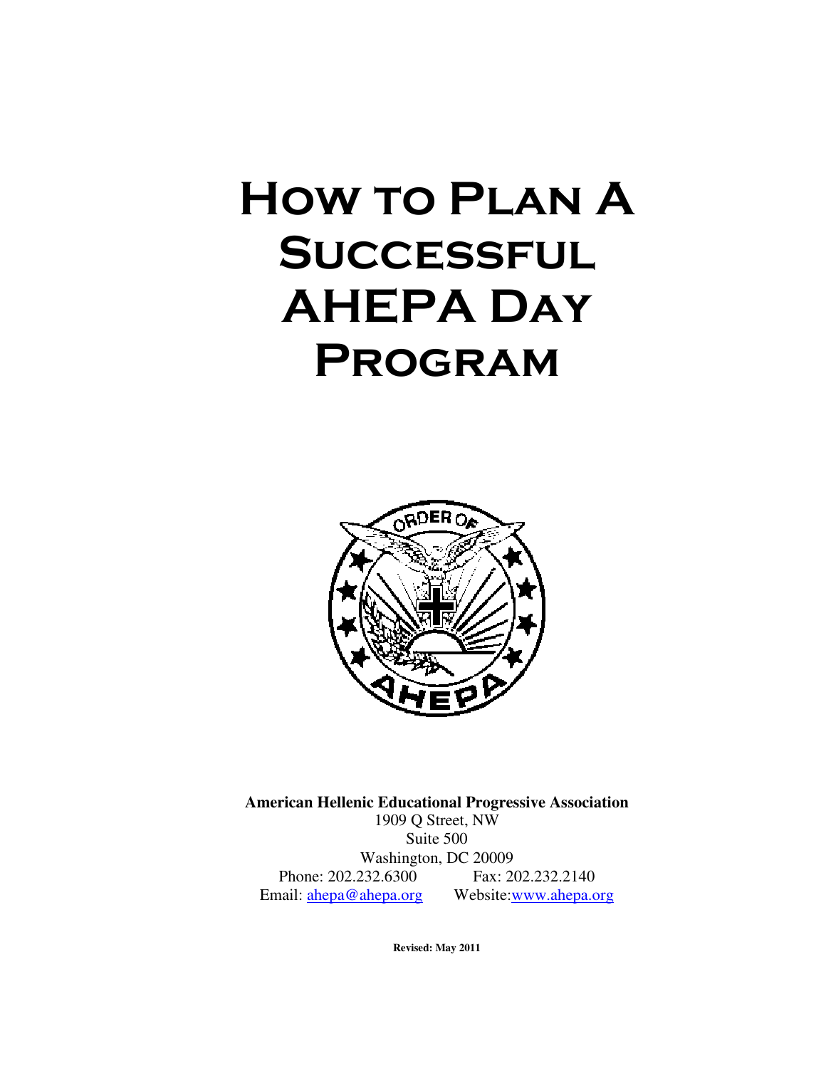# How to Plan A Successful AHEPA Day Program

**American Hellenic Educational Progressive Association**
1909 Q Street, NW
Suite 500
Washington, DC 20009
Phone: 202.232.6300 Fax: 202.232.2140
Email: ahepa@ahepa.org Website: www.ahepa.org

**Revised: May 2011**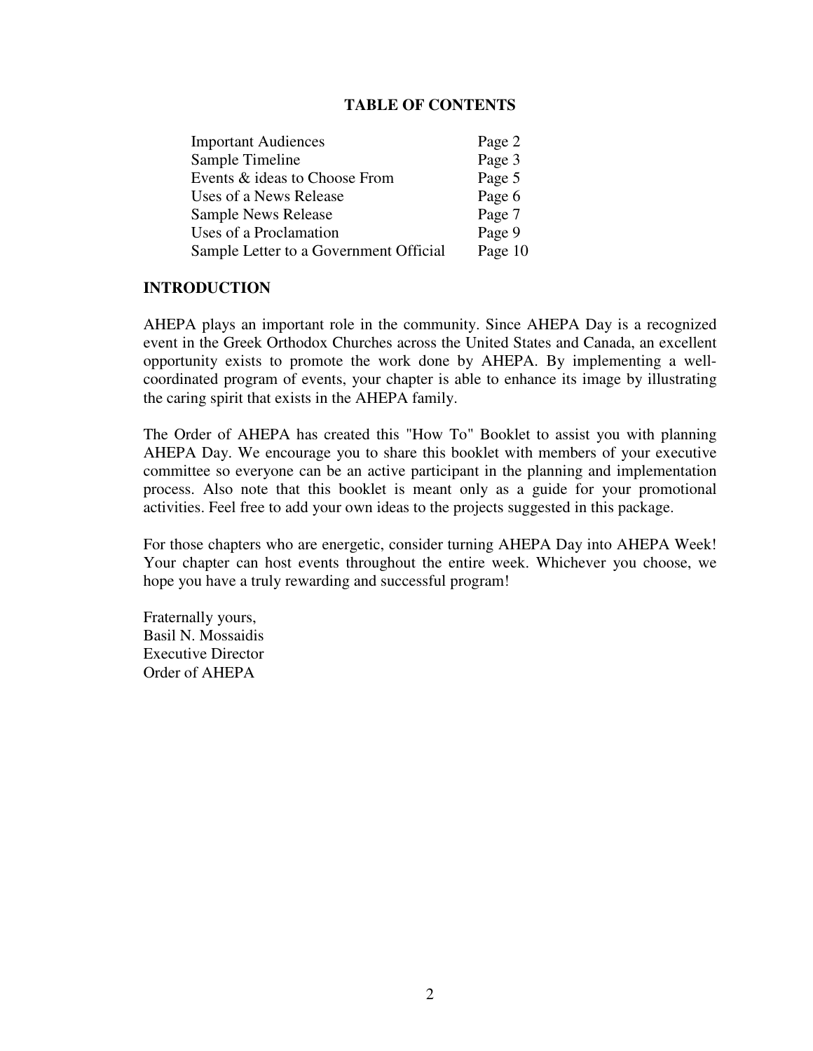## TABLE OF CONTENTS

| | |
|---|---|
| Important Audiences | Page 2 |
| Sample Timeline | Page 3 |
| Events & ideas to Choose From | Page 5 |
| Uses of a News Release | Page 6 |
| Sample News Release | Page 7 |
| Uses of a Proclamation | Page 9 |
| Sample Letter to a Government Official | Page 10 |

## INTRODUCTION

AHEPA plays an important role in the community. Since AHEPA Day is a recognized event in the Greek Orthodox Churches across the United States and Canada, an excellent opportunity exists to promote the work done by AHEPA. By implementing a well-coordinated program of events, your chapter is able to enhance its image by illustrating the caring spirit that exists in the AHEPA family.

The Order of AHEPA has created this "How To" Booklet to assist you with planning AHEPA Day. We encourage you to share this booklet with members of your executive committee so everyone can be an active participant in the planning and implementation process. Also note that this booklet is meant only as a guide for your promotional activities. Feel free to add your own ideas to the projects suggested in this package.

For those chapters who are energetic, consider turning AHEPA Day into AHEPA Week! Your chapter can host events throughout the entire week. Whichever you choose, we hope you have a truly rewarding and successful program!

Fraternally yours,
Basil N. Mossaidis
Executive Director
Order of AHEPA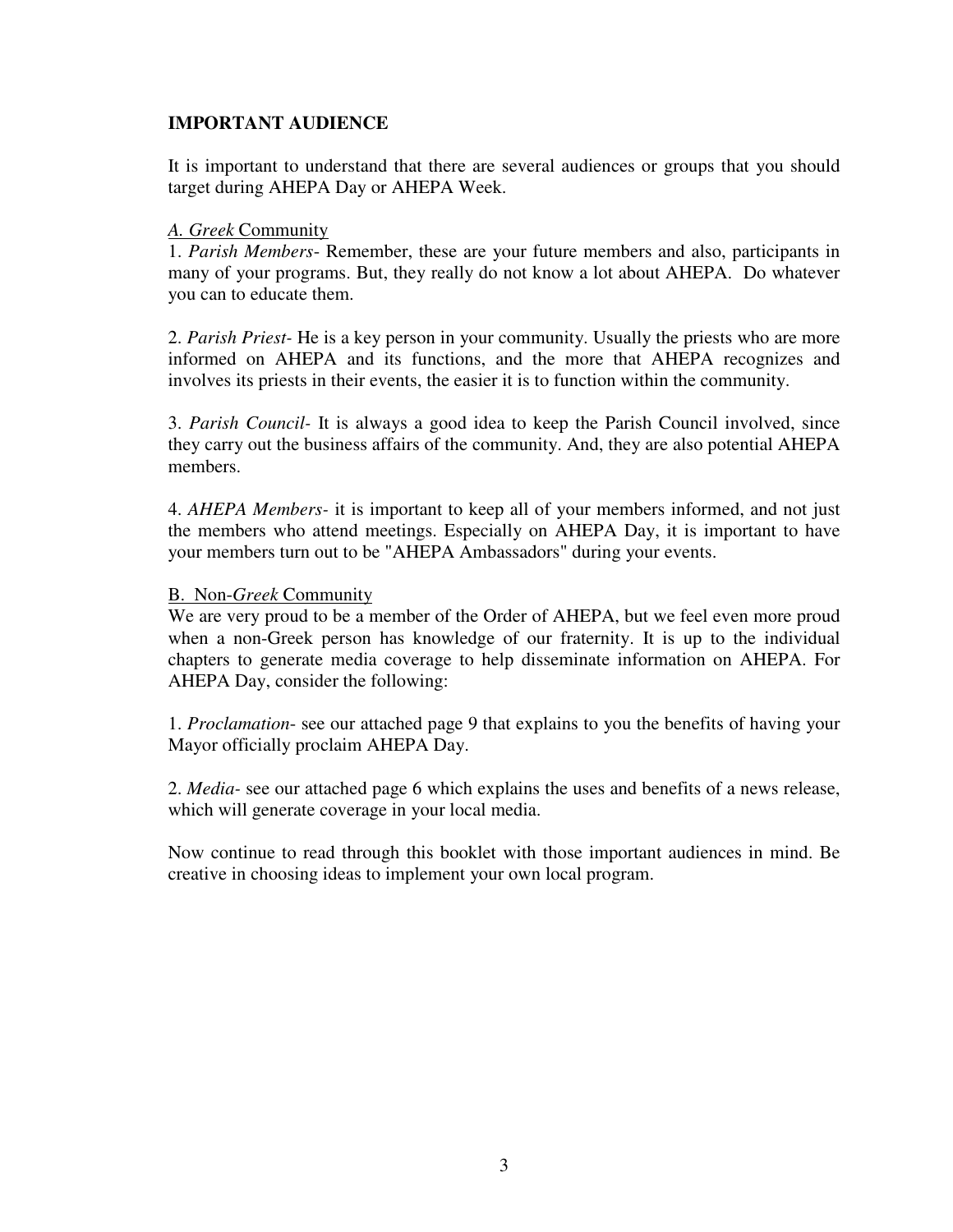## IMPORTANT AUDIENCE

It is important to understand that there are several audiences or groups that you should target during AHEPA Day or AHEPA Week.

<u>*A. Greek* Community</u>

1. *Parish Members*- Remember, these are your future members and also, participants in many of your programs. But, they really do not know a lot about AHEPA. Do whatever you can to educate them.

2. *Parish Priest*- He is a key person in your community. Usually the priests who are more informed on AHEPA and its functions, and the more that AHEPA recognizes and involves its priests in their events, the easier it is to function within the community.

3. *Parish Council*- It is always a good idea to keep the Parish Council involved, since they carry out the business affairs of the community. And, they are also potential AHEPA members.

4. *AHEPA Members*- it is important to keep all of your members informed, and not just the members who attend meetings. Especially on AHEPA Day, it is important to have your members turn out to be "AHEPA Ambassadors" during your events.

<u>B. Non-*Greek* Community</u>

We are very proud to be a member of the Order of AHEPA, but we feel even more proud when a non-Greek person has knowledge of our fraternity. It is up to the individual chapters to generate media coverage to help disseminate information on AHEPA. For AHEPA Day, consider the following:

1. *Proclamation*- see our attached page 9 that explains to you the benefits of having your Mayor officially proclaim AHEPA Day.

2. *Media*- see our attached page 6 which explains the uses and benefits of a news release, which will generate coverage in your local media.

Now continue to read through this booklet with those important audiences in mind. Be creative in choosing ideas to implement your own local program.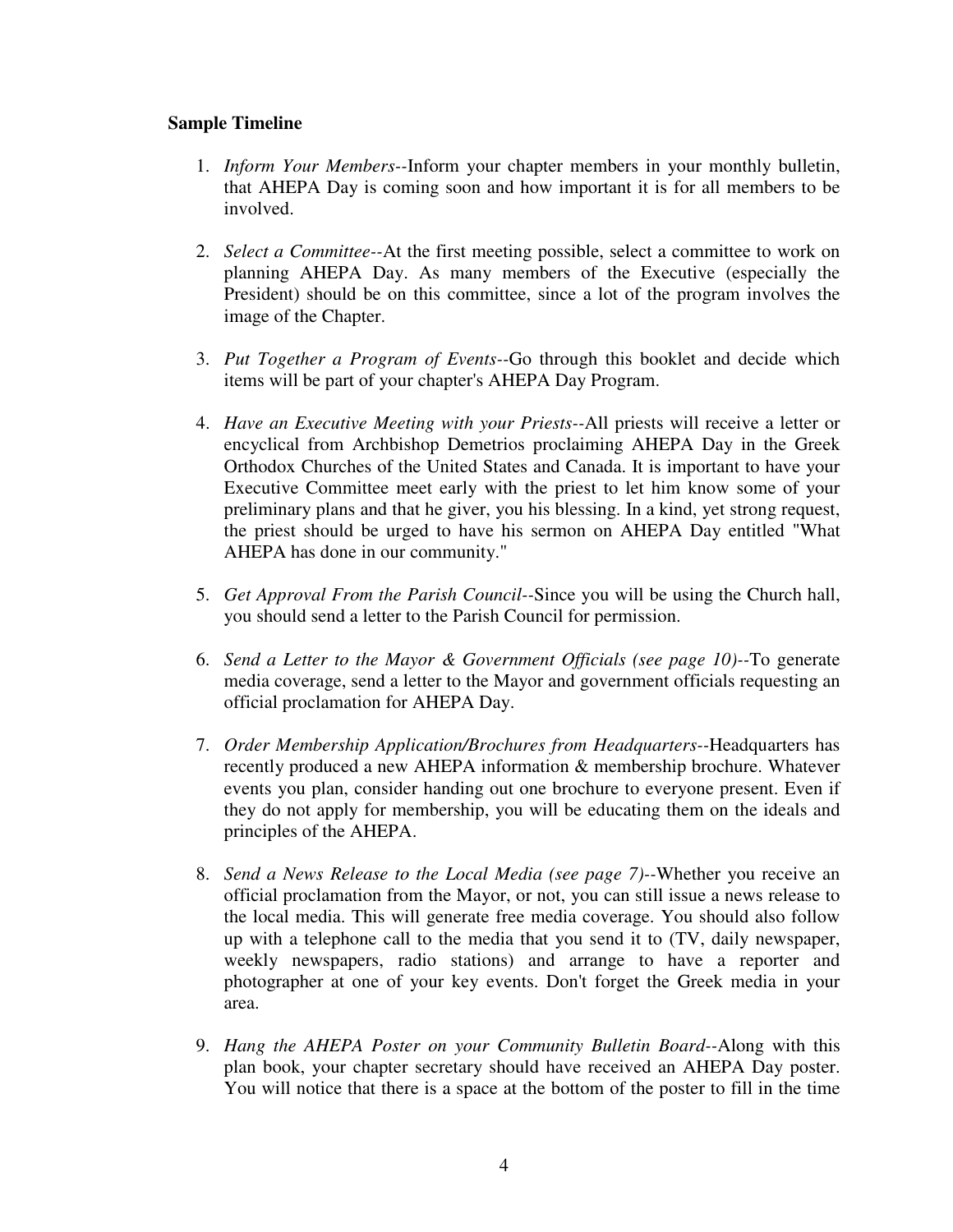**Sample Timeline**

1. *Inform Your Members*--Inform your chapter members in your monthly bulletin, that AHEPA Day is coming soon and how important it is for all members to be involved.

2. *Select a Committee*--At the first meeting possible, select a committee to work on planning AHEPA Day. As many members of the Executive (especially the President) should be on this committee, since a lot of the program involves the image of the Chapter.

3. *Put Together a Program of Events*--Go through this booklet and decide which items will be part of your chapter's AHEPA Day Program.

4. *Have an Executive Meeting with your Priests*--All priests will receive a letter or encyclical from Archbishop Demetrios proclaiming AHEPA Day in the Greek Orthodox Churches of the United States and Canada. It is important to have your Executive Committee meet early with the priest to let him know some of your preliminary plans and that he giver, you his blessing. In a kind, yet strong request, the priest should be urged to have his sermon on AHEPA Day entitled "What AHEPA has done in our community."

5. *Get Approval From the Parish Council*--Since you will be using the Church hall, you should send a letter to the Parish Council for permission.

6. *Send a Letter to the Mayor & Government Officials (see page 10)*--To generate media coverage, send a letter to the Mayor and government officials requesting an official proclamation for AHEPA Day.

7. *Order Membership Application/Brochures from Headquarters*--Headquarters has recently produced a new AHEPA information & membership brochure. Whatever events you plan, consider handing out one brochure to everyone present. Even if they do not apply for membership, you will be educating them on the ideals and principles of the AHEPA.

8. *Send a News Release to the Local Media (see page 7)*--Whether you receive an official proclamation from the Mayor, or not, you can still issue a news release to the local media. This will generate free media coverage. You should also follow up with a telephone call to the media that you send it to (TV, daily newspaper, weekly newspapers, radio stations) and arrange to have a reporter and photographer at one of your key events. Don't forget the Greek media in your area.

9. *Hang the AHEPA Poster on your Community Bulletin Board*--Along with this plan book, your chapter secretary should have received an AHEPA Day poster. You will notice that there is a space at the bottom of the poster to fill in the time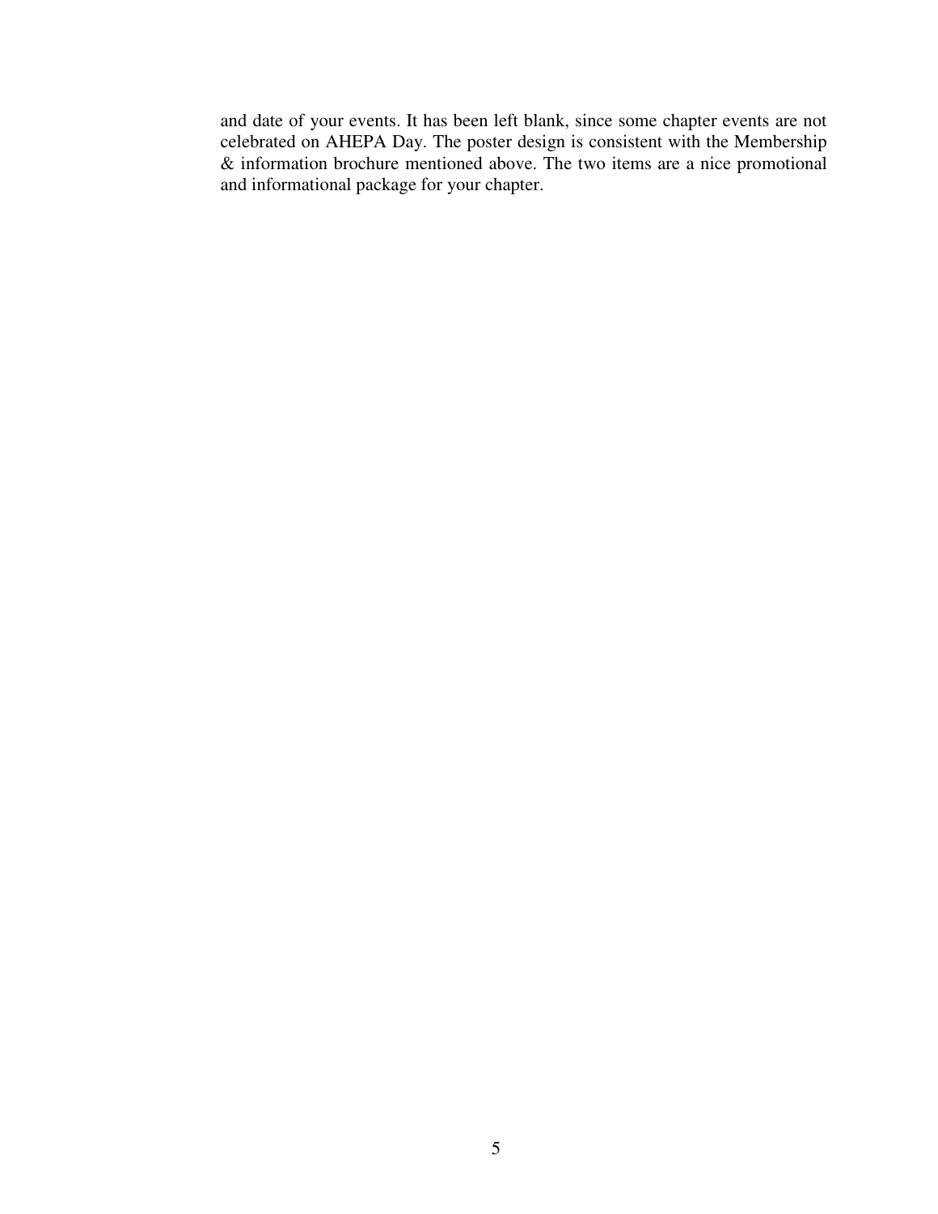and date of your events. It has been left blank, since some chapter events are not celebrated on AHEPA Day. The poster design is consistent with the Membership & information brochure mentioned above. The two items are a nice promotional and informational package for your chapter.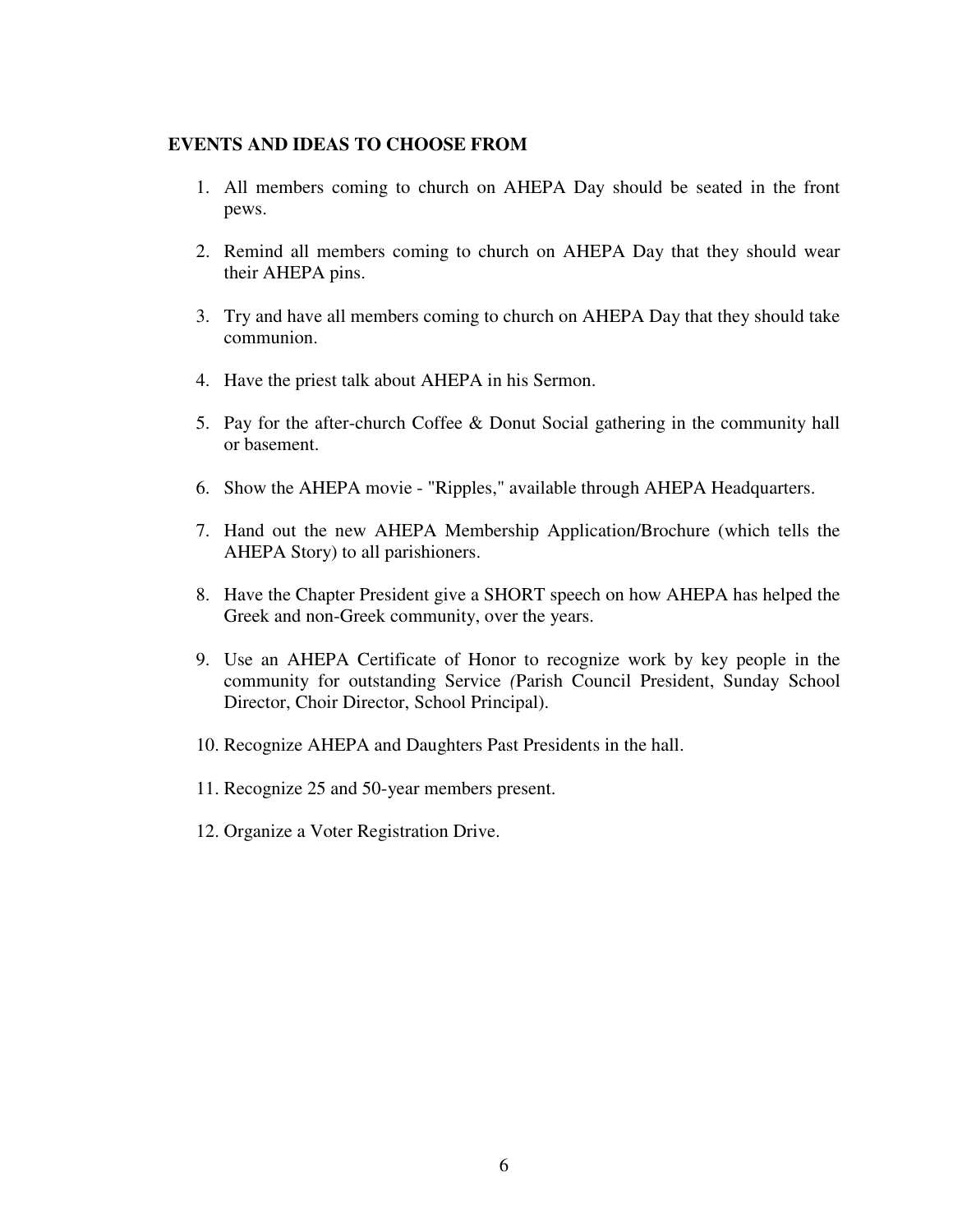**EVENTS AND IDEAS TO CHOOSE FROM**

1. All members coming to church on AHEPA Day should be seated in the front pews.

2. Remind all members coming to church on AHEPA Day that they should wear their AHEPA pins.

3. Try and have all members coming to church on AHEPA Day that they should take communion.

4. Have the priest talk about AHEPA in his Sermon.

5. Pay for the after-church Coffee & Donut Social gathering in the community hall or basement.

6. Show the AHEPA movie - "Ripples," available through AHEPA Headquarters.

7. Hand out the new AHEPA Membership Application/Brochure (which tells the AHEPA Story) to all parishioners.

8. Have the Chapter President give a SHORT speech on how AHEPA has helped the Greek and non-Greek community, over the years.

9. Use an AHEPA Certificate of Honor to recognize work by key people in the community for outstanding Service *(*Parish Council President, Sunday School Director, Choir Director, School Principal).

10. Recognize AHEPA and Daughters Past Presidents in the hall.

11. Recognize 25 and 50-year members present.

12. Organize a Voter Registration Drive.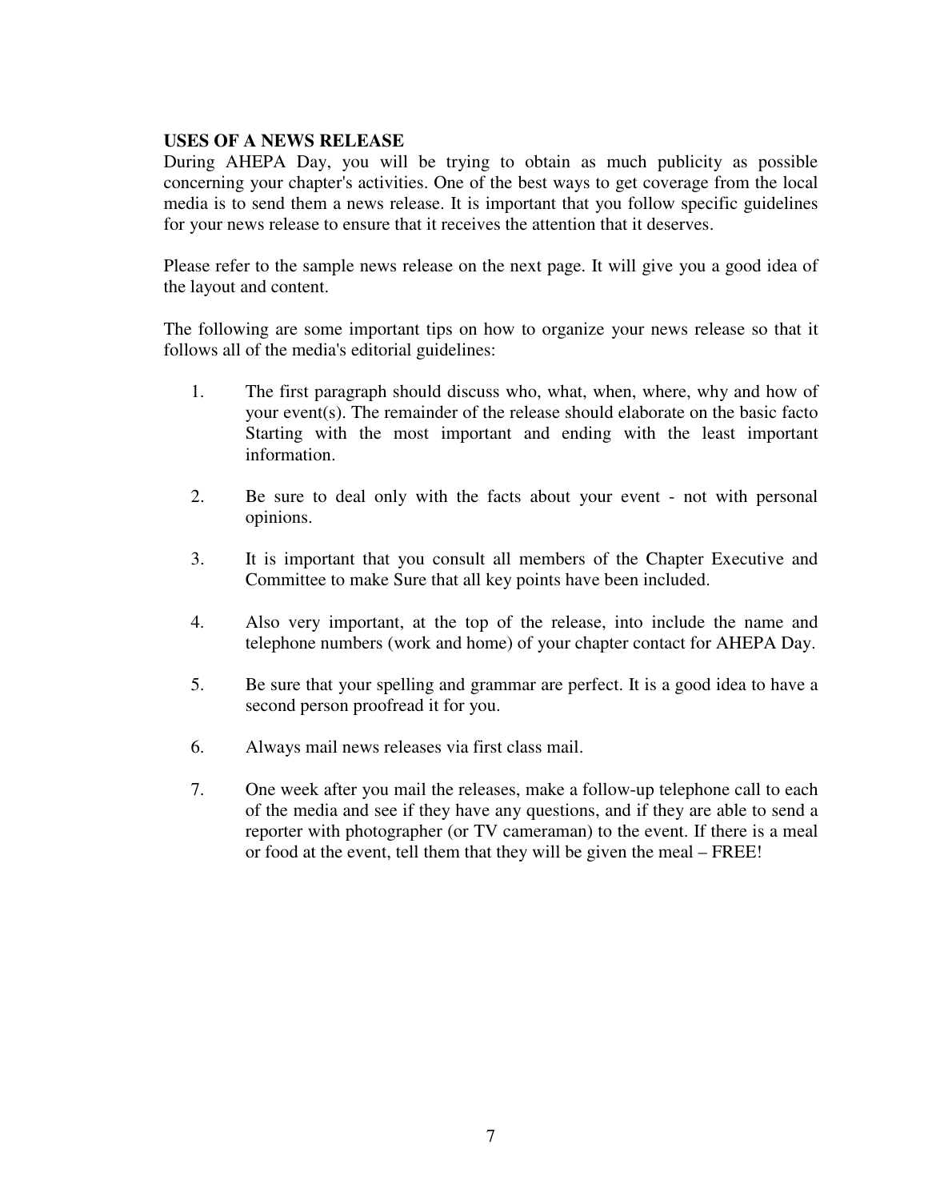**USES OF A NEWS RELEASE**

During AHEPA Day, you will be trying to obtain as much publicity as possible concerning your chapter's activities. One of the best ways to get coverage from the local media is to send them a news release. It is important that you follow specific guidelines for your news release to ensure that it receives the attention that it deserves.

Please refer to the sample news release on the next page. It will give you a good idea of the layout and content.

The following are some important tips on how to organize your news release so that it follows all of the media's editorial guidelines:

1. The first paragraph should discuss who, what, when, where, why and how of your event(s). The remainder of the release should elaborate on the basic facto Starting with the most important and ending with the least important information.

2. Be sure to deal only with the facts about your event - not with personal opinions.

3. It is important that you consult all members of the Chapter Executive and Committee to make Sure that all key points have been included.

4. Also very important, at the top of the release, into include the name and telephone numbers (work and home) of your chapter contact for AHEPA Day.

5. Be sure that your spelling and grammar are perfect. It is a good idea to have a second person proofread it for you.

6. Always mail news releases via first class mail.

7. One week after you mail the releases, make a follow-up telephone call to each of the media and see if they have any questions, and if they are able to send a reporter with photographer (or TV cameraman) to the event. If there is a meal or food at the event, tell them that they will be given the meal – FREE!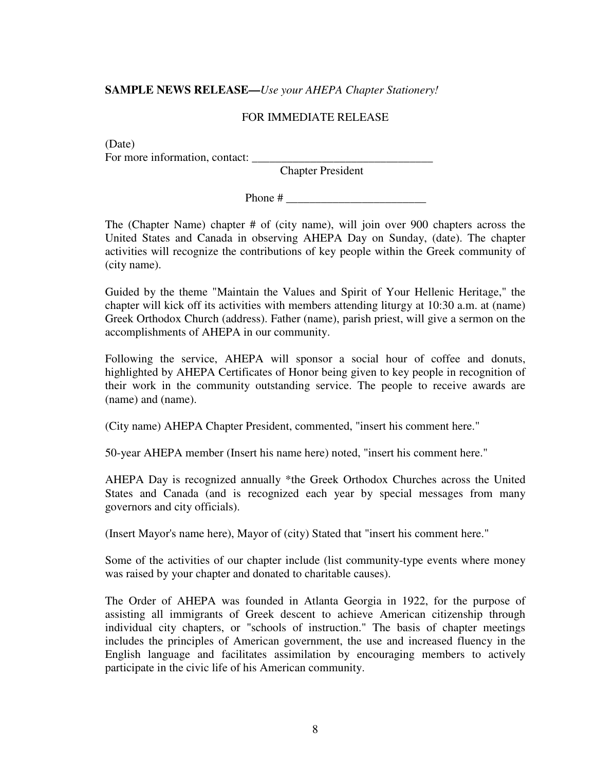**SAMPLE NEWS RELEASE—***Use your AHEPA Chapter Stationery!*

FOR IMMEDIATE RELEASE

(Date)
For more information, contact: _______________________________
Chapter President

Phone # ________________________

The (Chapter Name) chapter # of (city name), will join over 900 chapters across the United States and Canada in observing AHEPA Day on Sunday, (date). The chapter activities will recognize the contributions of key people within the Greek community of (city name).

Guided by the theme "Maintain the Values and Spirit of Your Hellenic Heritage," the chapter will kick off its activities with members attending liturgy at 10:30 a.m. at (name) Greek Orthodox Church (address). Father (name), parish priest, will give a sermon on the accomplishments of AHEPA in our community.

Following the service, AHEPA will sponsor a social hour of coffee and donuts, highlighted by AHEPA Certificates of Honor being given to key people in recognition of their work in the community outstanding service. The people to receive awards are (name) and (name).

(City name) AHEPA Chapter President, commented, "insert his comment here."

50-year AHEPA member (Insert his name here) noted, "insert his comment here."

AHEPA Day is recognized annually *the Greek Orthodox Churches across the United States and Canada (and is recognized each year by special messages from many governors and city officials).

(Insert Mayor's name here), Mayor of (city) Stated that "insert his comment here."

Some of the activities of our chapter include (list community-type events where money was raised by your chapter and donated to charitable causes).

The Order of AHEPA was founded in Atlanta Georgia in 1922, for the purpose of assisting all immigrants of Greek descent to achieve American citizenship through individual city chapters, or "schools of instruction." The basis of chapter meetings includes the principles of American government, the use and increased fluency in the English language and facilitates assimilation by encouraging members to actively participate in the civic life of his American community.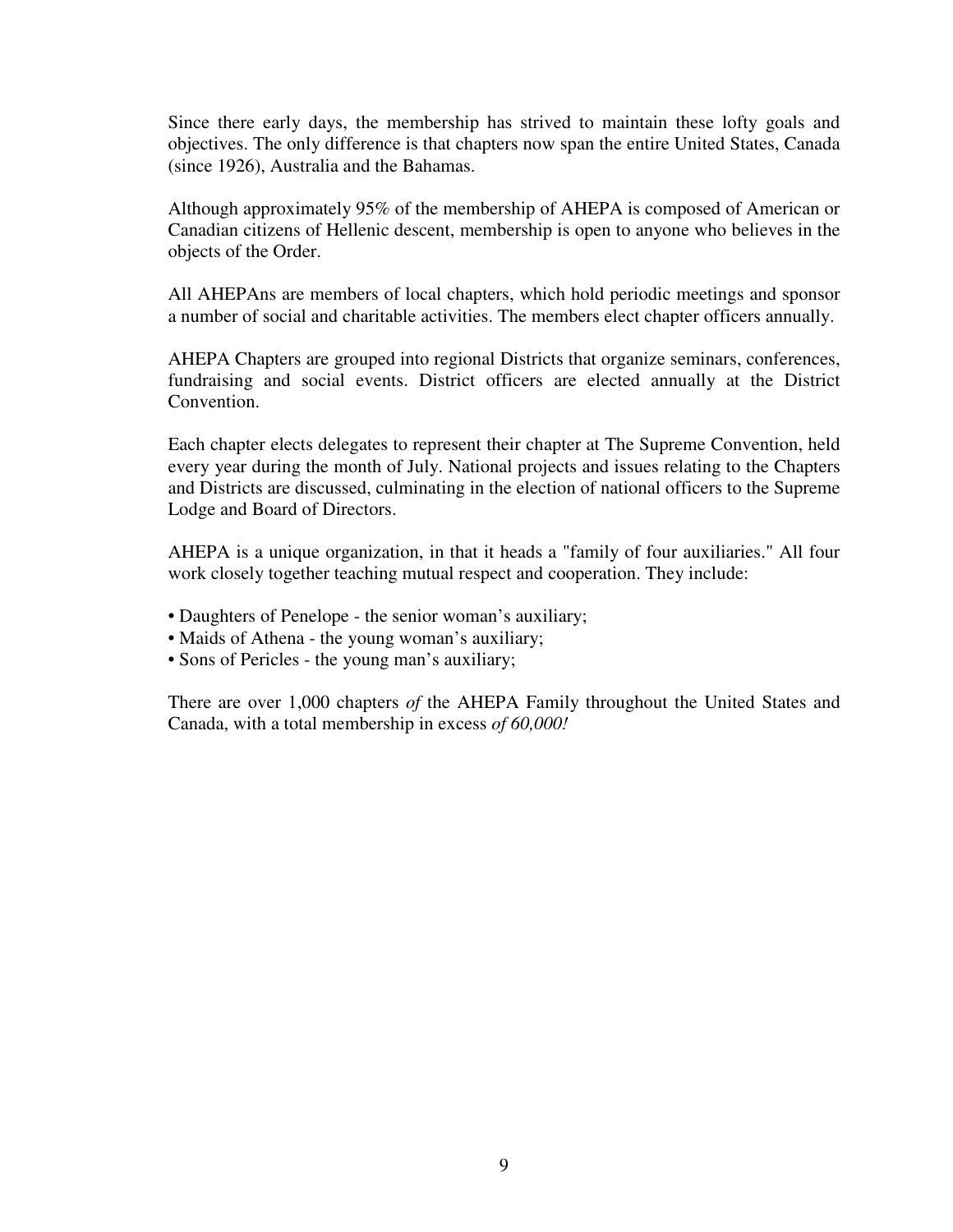Since there early days, the membership has strived to maintain these lofty goals and objectives. The only difference is that chapters now span the entire United States, Canada (since 1926), Australia and the Bahamas.

Although approximately 95% of the membership of AHEPA is composed of American or Canadian citizens of Hellenic descent, membership is open to anyone who believes in the objects of the Order.

All AHEPAns are members of local chapters, which hold periodic meetings and sponsor a number of social and charitable activities. The members elect chapter officers annually.

AHEPA Chapters are grouped into regional Districts that organize seminars, conferences, fundraising and social events. District officers are elected annually at the District Convention.

Each chapter elects delegates to represent their chapter at The Supreme Convention, held every year during the month of July. National projects and issues relating to the Chapters and Districts are discussed, culminating in the election of national officers to the Supreme Lodge and Board of Directors.

AHEPA is a unique organization, in that it heads a "family of four auxiliaries." All four work closely together teaching mutual respect and cooperation. They include:

- Daughters of Penelope - the senior woman's auxiliary;
- Maids of Athena - the young woman's auxiliary;
- Sons of Pericles - the young man's auxiliary;

There are over 1,000 chapters *of* the AHEPA Family throughout the United States and Canada, with a total membership in excess *of 60,000!*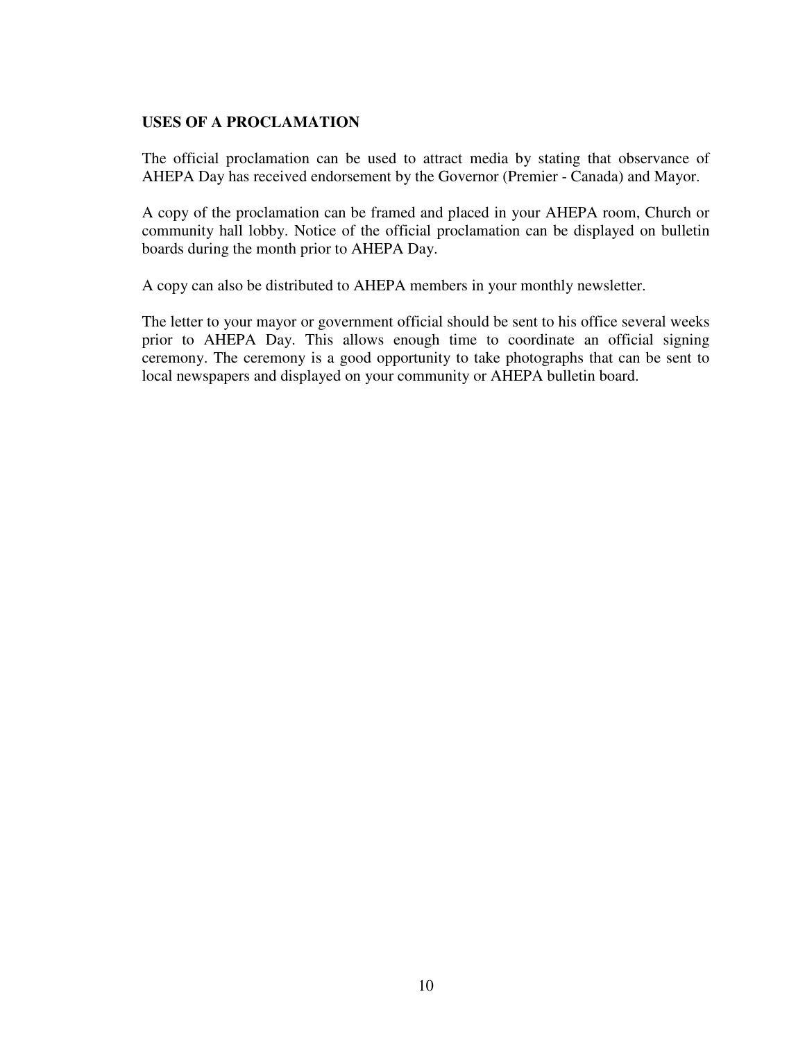## USES OF A PROCLAMATION

The official proclamation can be used to attract media by stating that observance of AHEPA Day has received endorsement by the Governor (Premier - Canada) and Mayor.

A copy of the proclamation can be framed and placed in your AHEPA room, Church or community hall lobby. Notice of the official proclamation can be displayed on bulletin boards during the month prior to AHEPA Day.

A copy can also be distributed to AHEPA members in your monthly newsletter.

The letter to your mayor or government official should be sent to his office several weeks prior to AHEPA Day. This allows enough time to coordinate an official signing ceremony. The ceremony is a good opportunity to take photographs that can be sent to local newspapers and displayed on your community or AHEPA bulletin board.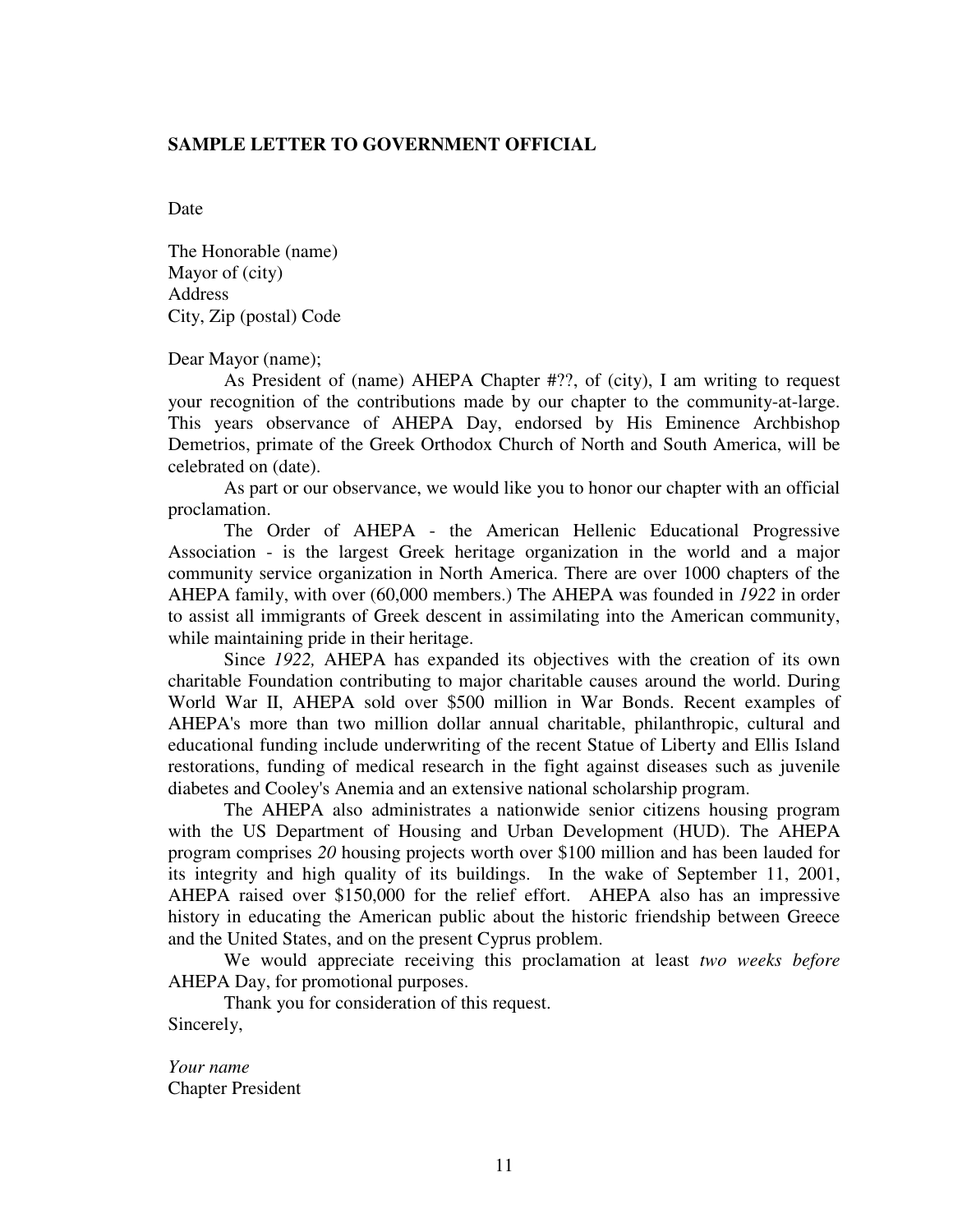**SAMPLE LETTER TO GOVERNMENT OFFICIAL**

Date

The Honorable (name)
Mayor of (city)
Address
City, Zip (postal) Code

Dear Mayor (name);

As President of (name) AHEPA Chapter #??, of (city), I am writing to request your recognition of the contributions made by our chapter to the community-at-large. This years observance of AHEPA Day, endorsed by His Eminence Archbishop Demetrios, primate of the Greek Orthodox Church of North and South America, will be celebrated on (date).

As part or our observance, we would like you to honor our chapter with an official proclamation.

The Order of AHEPA - the American Hellenic Educational Progressive Association - is the largest Greek heritage organization in the world and a major community service organization in North America. There are over 1000 chapters of the AHEPA family, with over (60,000 members.) The AHEPA was founded in *1922* in order to assist all immigrants of Greek descent in assimilating into the American community, while maintaining pride in their heritage.

Since *1922,* AHEPA has expanded its objectives with the creation of its own charitable Foundation contributing to major charitable causes around the world. During World War II, AHEPA sold over $500 million in War Bonds. Recent examples of AHEPA's more than two million dollar annual charitable, philanthropic, cultural and educational funding include underwriting of the recent Statue of Liberty and Ellis Island restorations, funding of medical research in the fight against diseases such as juvenile diabetes and Cooley's Anemia and an extensive national scholarship program.

The AHEPA also administrates a nationwide senior citizens housing program with the US Department of Housing and Urban Development (HUD). The AHEPA program comprises *20* housing projects worth over $100 million and has been lauded for its integrity and high quality of its buildings. In the wake of September 11, 2001, AHEPA raised over $150,000 for the relief effort. AHEPA also has an impressive history in educating the American public about the historic friendship between Greece and the United States, and on the present Cyprus problem.

We would appreciate receiving this proclamation at least *two weeks before* AHEPA Day, for promotional purposes.

Thank you for consideration of this request.

Sincerely,

*Your name*
Chapter President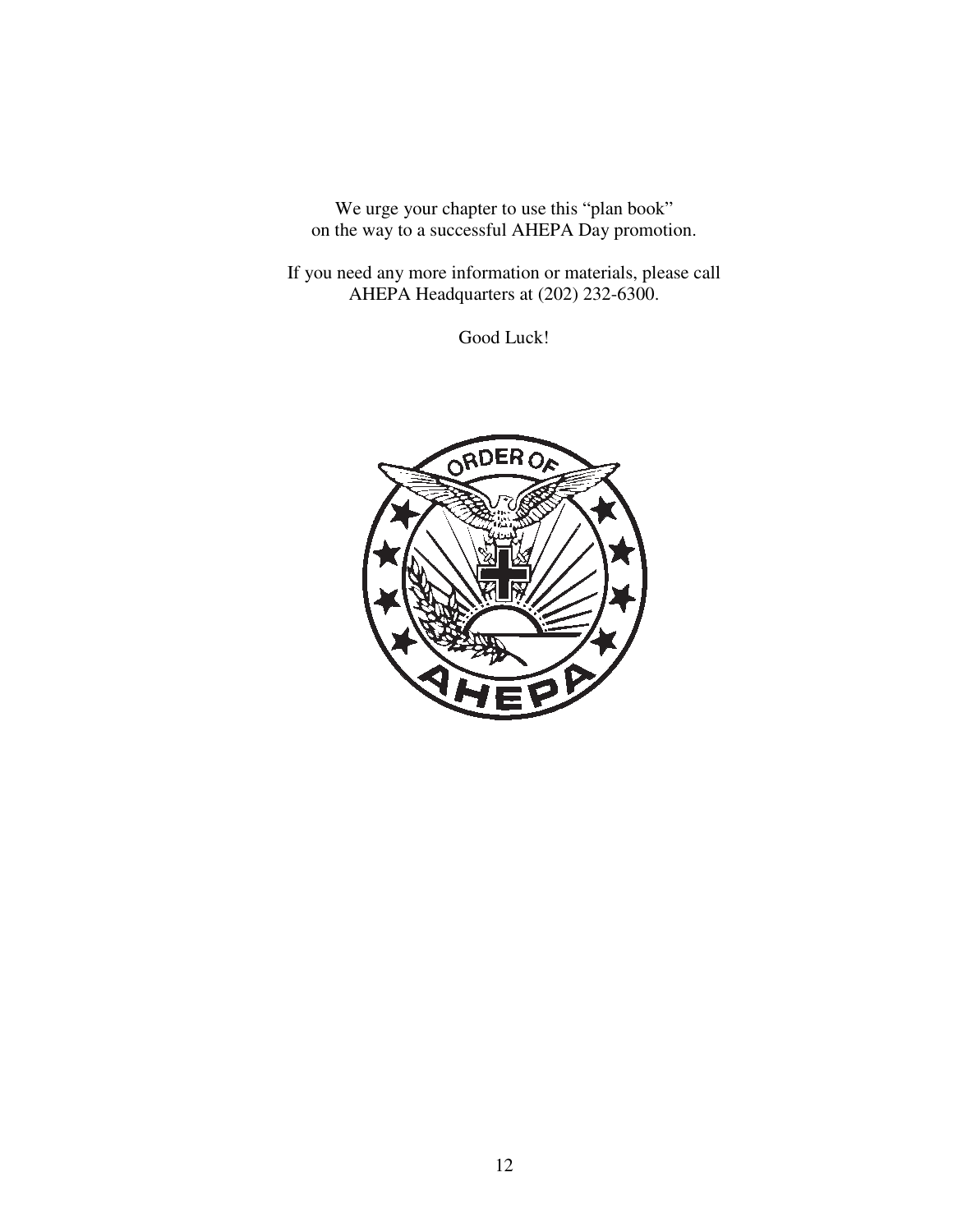We urge your chapter to use this “plan book”
on the way to a successful AHEPA Day promotion.

If you need any more information or materials, please call
AHEPA Headquarters at (202) 232-6300.

Good Luck!